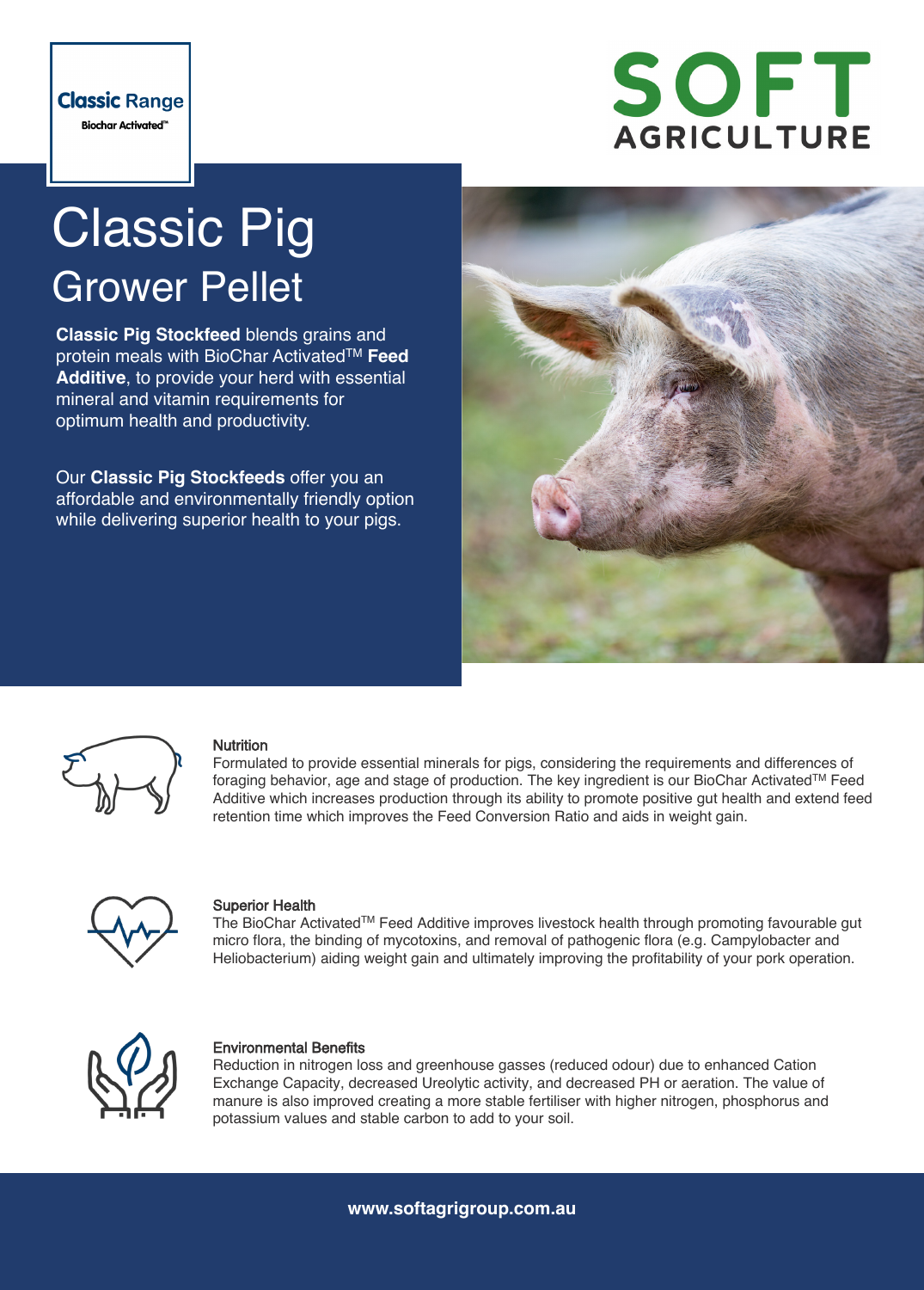**Classic Range**
Biochar Activated™

**SOFT AGRICULTURE**

# Classic Pig
## Grower Pellet

**Classic Pig Stockfeed** blends grains and protein meals with BioChar Activated™ **Feed Additive**, to provide your herd with essential mineral and vitamin requirements for optimum health and productivity.

Our **Classic Pig Stockfeeds** offer you an affordable and environmentally friendly option while delivering superior health to your pigs.

### Nutrition

Formulated to provide essential minerals for pigs, considering the requirements and differences of foraging behavior, age and stage of production. The key ingredient is our BioChar Activated™ Feed Additive which increases production through its ability to promote positive gut health and extend feed retention time which improves the Feed Conversion Ratio and aids in weight gain.

### Superior Health

The BioChar Activated™ Feed Additive improves livestock health through promoting favourable gut micro flora, the binding of mycotoxins, and removal of pathogenic flora (e.g. Campylobacter and Heliobacterium) aiding weight gain and ultimately improving the profitability of your pork operation.

### Environmental Benefits

Reduction in nitrogen loss and greenhouse gasses (reduced odour) due to enhanced Cation Exchange Capacity, decreased Ureolytic activity, and decreased PH or aeration. The value of manure is also improved creating a more stable fertiliser with higher nitrogen, phosphorus and potassium values and stable carbon to add to your soil.

**www.softagrigroup.com.au**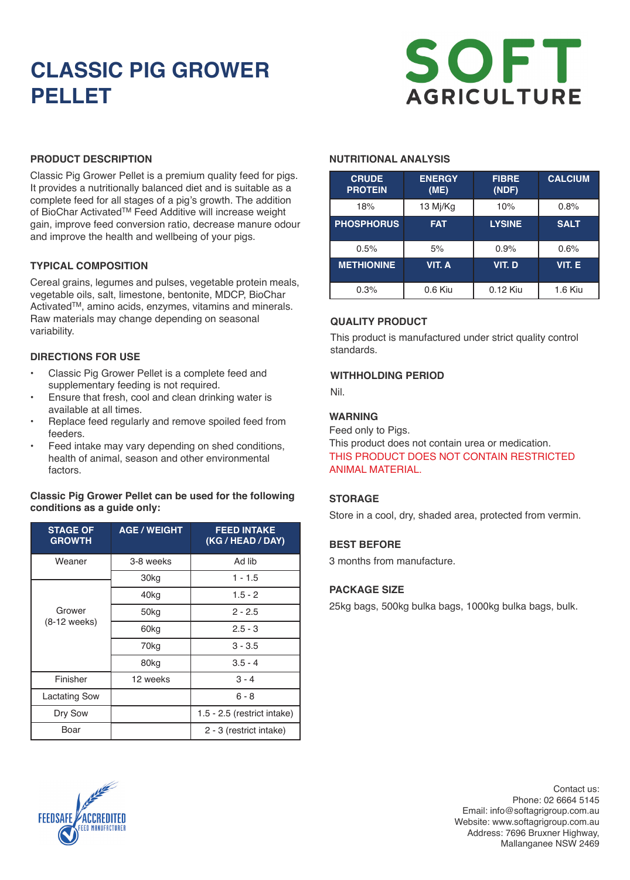# CLASSIC PIG GROWER PELLET

SOFT AGRICULTURE

## PRODUCT DESCRIPTION

Classic Pig Grower Pellet is a premium quality feed for pigs. It provides a nutritionally balanced diet and is suitable as a complete feed for all stages of a pig's growth. The addition of BioChar Activated™ Feed Additive will increase weight gain, improve feed conversion ratio, decrease manure odour and improve the health and wellbeing of your pigs.

## TYPICAL COMPOSITION

Cereal grains, legumes and pulses, vegetable protein meals, vegetable oils, salt, limestone, bentonite, MDCP, BioChar Activated™, amino acids, enzymes, vitamins and minerals. Raw materials may change depending on seasonal variability.

## DIRECTIONS FOR USE

- Classic Pig Grower Pellet is a complete feed and supplementary feeding is not required.
- Ensure that fresh, cool and clean drinking water is available at all times.
- Replace feed regularly and remove spoiled feed from feeders.
- Feed intake may vary depending on shed conditions, health of animal, season and other environmental factors.

**Classic Pig Grower Pellet can be used for the following conditions as a guide only:**

| STAGE OF GROWTH | AGE / WEIGHT | FEED INTAKE (KG / HEAD / DAY) |
|---|---|---|
| Weaner | 3-8 weeks | Ad lib |
| Grower (8-12 weeks) | 30kg | 1 - 1.5 |
| | 40kg | 1.5 - 2 |
| | 50kg | 2 - 2.5 |
| | 60kg | 2.5 - 3 |
| | 70kg | 3 - 3.5 |
| | 80kg | 3.5 - 4 |
| Finisher | 12 weeks | 3 - 4 |
| Lactating Sow | | 6 - 8 |
| Dry Sow | | 1.5 - 2.5 (restrict intake) |
| Boar | | 2 - 3 (restrict intake) |

## NUTRITIONAL ANALYSIS

| CRUDE PROTEIN | ENERGY (ME) | FIBRE (NDF) | CALCIUM |
|---|---|---|---|
| 18% | 13 Mj/Kg | 10% | 0.8% |
| **PHOSPHORUS** | **FAT** | **LYSINE** | **SALT** |
| 0.5% | 5% | 0.9% | 0.6% |
| **METHIONINE** | **VIT. A** | **VIT. D** | **VIT. E** |
| 0.3% | 0.6 Kiu | 0.12 Kiu | 1.6 Kiu |

## QUALITY PRODUCT

This product is manufactured under strict quality control standards.

## WITHHOLDING PERIOD

Nil.

## WARNING

Feed only to Pigs.
This product does not contain urea or medication.
THIS PRODUCT DOES NOT CONTAIN RESTRICTED ANIMAL MATERIAL.

## STORAGE

Store in a cool, dry, shaded area, protected from vermin.

## BEST BEFORE

3 months from manufacture.

## PACKAGE SIZE

25kg bags, 500kg bulka bags, 1000kg bulka bags, bulk.

FEEDSAFE ACCREDITED FEED MANUFACTURER

Contact us:
Phone: 02 6664 5145
Email: info@softagrigroup.com.au
Website: www.softagrigroup.com.au
Address: 7696 Bruxner Highway, Mallanganee NSW 2469